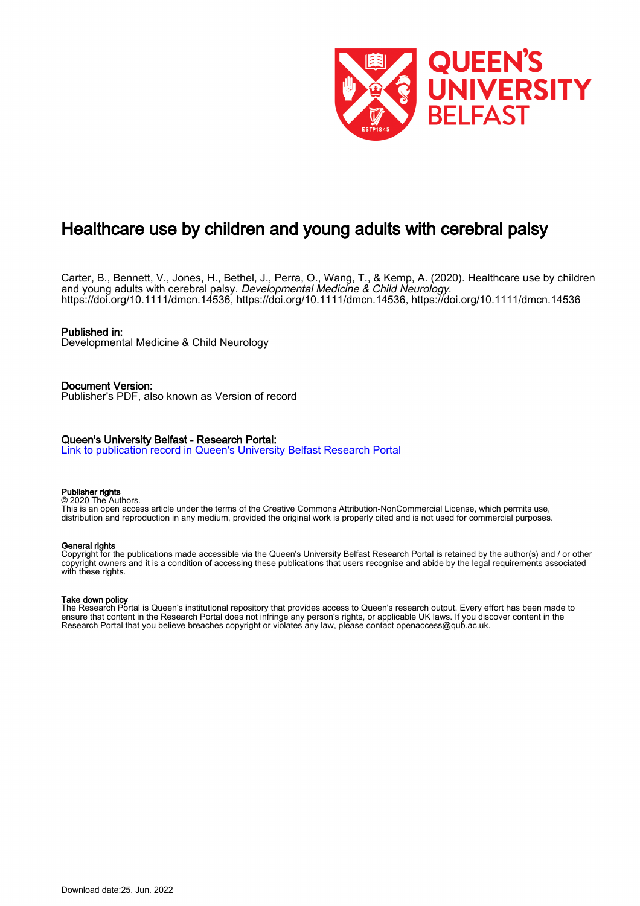# Healthcare use by children and young adults with cerebral palsy

Carter, B., Bennett, V., Jones, H., Bethel, J., Perra, O., Wang, T., & Kemp, A. (2020). Healthcare use by children and young adults with cerebral palsy. *Developmental Medicine & Child Neurology*. https://doi.org/10.1111/dmcn.14536, https://doi.org/10.1111/dmcn.14536, https://doi.org/10.1111/dmcn.14536

**Published in:**
Developmental Medicine & Child Neurology

**Document Version:**
Publisher's PDF, also known as Version of record

**Queen's University Belfast - Research Portal:**
[Link to publication record in Queen's University Belfast Research Portal]

**Publisher rights**
© 2020 The Authors.
This is an open access article under the terms of the Creative Commons Attribution-NonCommercial License, which permits use, distribution and reproduction in any medium, provided the original work is properly cited and is not used for commercial purposes.

**General rights**
Copyright for the publications made accessible via the Queen's University Belfast Research Portal is retained by the author(s) and / or other copyright owners and it is a condition of accessing these publications that users recognise and abide by the legal requirements associated with these rights.

**Take down policy**
The Research Portal is Queen's institutional repository that provides access to Queen's research output. Every effort has been made to ensure that content in the Research Portal does not infringe any person's rights, or applicable UK laws. If you discover content in the Research Portal that you believe breaches copyright or violates any law, please contact openaccess@qub.ac.uk.

Download date:25. Jun. 2022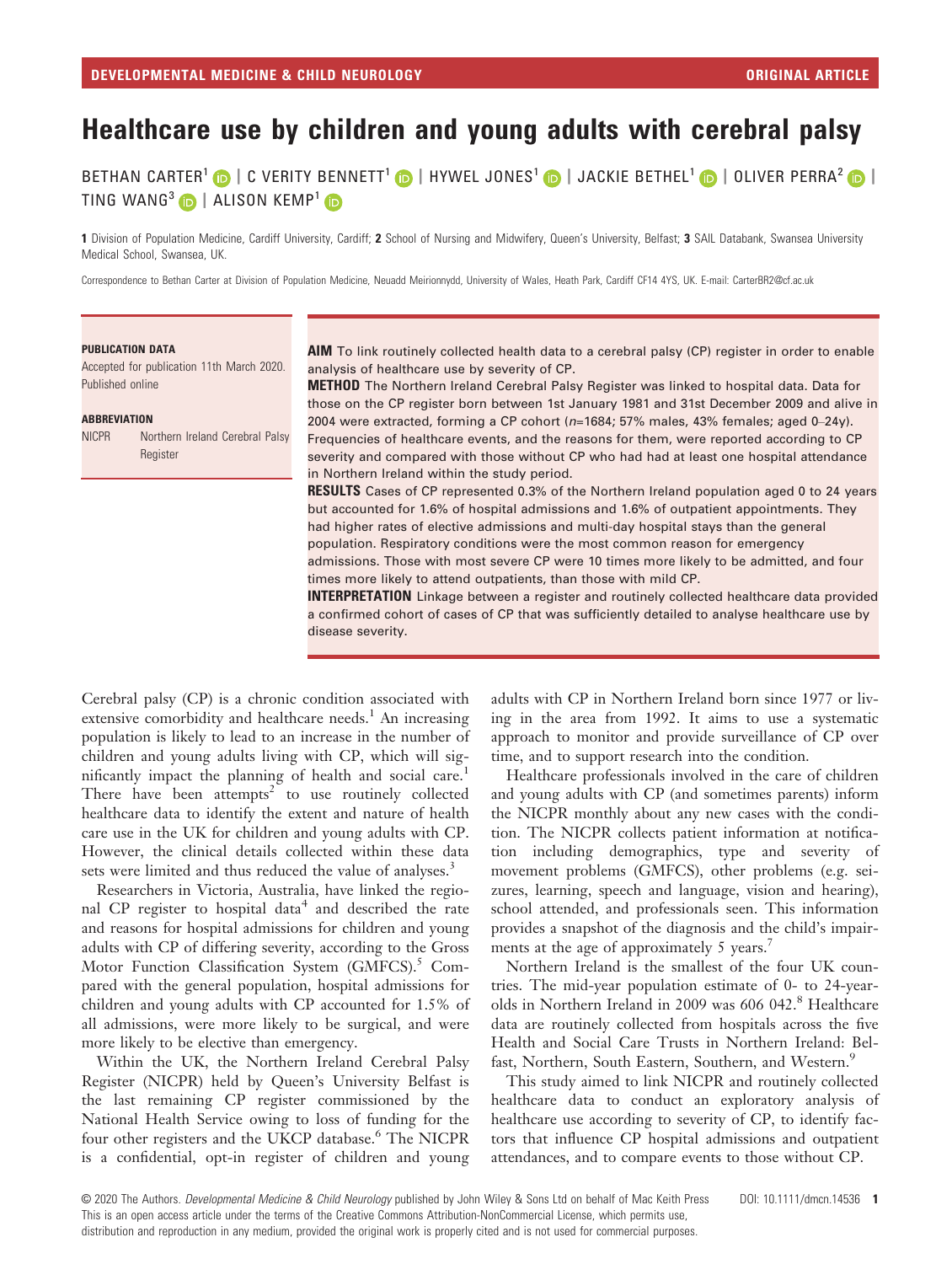# Healthcare use by children and young adults with cerebral palsy

BETHAN CARTER[1] | C VERITY BENNETT[1] | HYWEL JONES[1] | JACKIE BETHEL[1] | OLIVER PERRA[2] | TING WANG[3] | ALISON KEMP[1]

**1** Division of Population Medicine, Cardiff University, Cardiff; **2** School of Nursing and Midwifery, Queen's University, Belfast; **3** SAIL Databank, Swansea University Medical School, Swansea, UK.

Correspondence to Bethan Carter at Division of Population Medicine, Neuadd Meirionnydd, University of Wales, Heath Park, Cardiff CF14 4YS, UK. E-mail: CarterBR2@cf.ac.uk

**PUBLICATION DATA**

Accepted for publication 11th March 2020.
Published online

**ABBREVIATION**

NICPR Northern Ireland Cerebral Palsy Register

**AIM** To link routinely collected health data to a cerebral palsy (CP) register in order to enable analysis of healthcare use by severity of CP.

**METHOD** The Northern Ireland Cerebral Palsy Register was linked to hospital data. Data for those on the CP register born between 1st January 1981 and 31st December 2009 and alive in 2004 were extracted, forming a CP cohort (*n*=1684; 57% males, 43% females; aged 0–24y). Frequencies of healthcare events, and the reasons for them, were reported according to CP severity and compared with those without CP who had had at least one hospital attendance in Northern Ireland within the study period.

**RESULTS** Cases of CP represented 0.3% of the Northern Ireland population aged 0 to 24 years but accounted for 1.6% of hospital admissions and 1.6% of outpatient appointments. They had higher rates of elective admissions and multi-day hospital stays than the general population. Respiratory conditions were the most common reason for emergency admissions. Those with most severe CP were 10 times more likely to be admitted, and four times more likely to attend outpatients, than those with mild CP.

**INTERPRETATION** Linkage between a register and routinely collected healthcare data provided a confirmed cohort of cases of CP that was sufficiently detailed to analyse healthcare use by disease severity.

Cerebral palsy (CP) is a chronic condition associated with extensive comorbidity and healthcare needs.[1] An increasing population is likely to lead to an increase in the number of children and young adults living with CP, which will significantly impact the planning of health and social care.[1] There have been attempts[2] to use routinely collected healthcare data to identify the extent and nature of health care use in the UK for children and young adults with CP. However, the clinical details collected within these data sets were limited and thus reduced the value of analyses.[3]

Researchers in Victoria, Australia, have linked the regional CP register to hospital data[4] and described the rate and reasons for hospital admissions for children and young adults with CP of differing severity, according to the Gross Motor Function Classification System (GMFCS).[5] Compared with the general population, hospital admissions for children and young adults with CP accounted for 1.5% of all admissions, were more likely to be surgical, and were more likely to be elective than emergency.

Within the UK, the Northern Ireland Cerebral Palsy Register (NICPR) held by Queen's University Belfast is the last remaining CP register commissioned by the National Health Service owing to loss of funding for the four other registers and the UKCP database.[6] The NICPR is a confidential, opt-in register of children and young adults with CP in Northern Ireland born since 1977 or living in the area from 1992. It aims to use a systematic approach to monitor and provide surveillance of CP over time, and to support research into the condition.

Healthcare professionals involved in the care of children and young adults with CP (and sometimes parents) inform the NICPR monthly about any new cases with the condition. The NICPR collects patient information at notification including demographics, type and severity of movement problems (GMFCS), other problems (e.g. seizures, learning, speech and language, vision and hearing), school attended, and professionals seen. This information provides a snapshot of the diagnosis and the child's impairments at the age of approximately 5 years.[7]

Northern Ireland is the smallest of the four UK countries. The mid-year population estimate of 0- to 24-year-olds in Northern Ireland in 2009 was 606 042.[8] Healthcare data are routinely collected from hospitals across the five Health and Social Care Trusts in Northern Ireland: Belfast, Northern, South Eastern, Southern, and Western.[9]

This study aimed to link NICPR and routinely collected healthcare data to conduct an exploratory analysis of healthcare use according to severity of CP, to identify factors that influence CP hospital admissions and outpatient attendances, and to compare events to those without CP.

© 2020 The Authors. *Developmental Medicine & Child Neurology* published by John Wiley & Sons Ltd on behalf of Mac Keith Press. DOI: 10.1111/dmcn.14536
This is an open access article under the terms of the Creative Commons Attribution-NonCommercial License, which permits use, distribution and reproduction in any medium, provided the original work is properly cited and is not used for commercial purposes.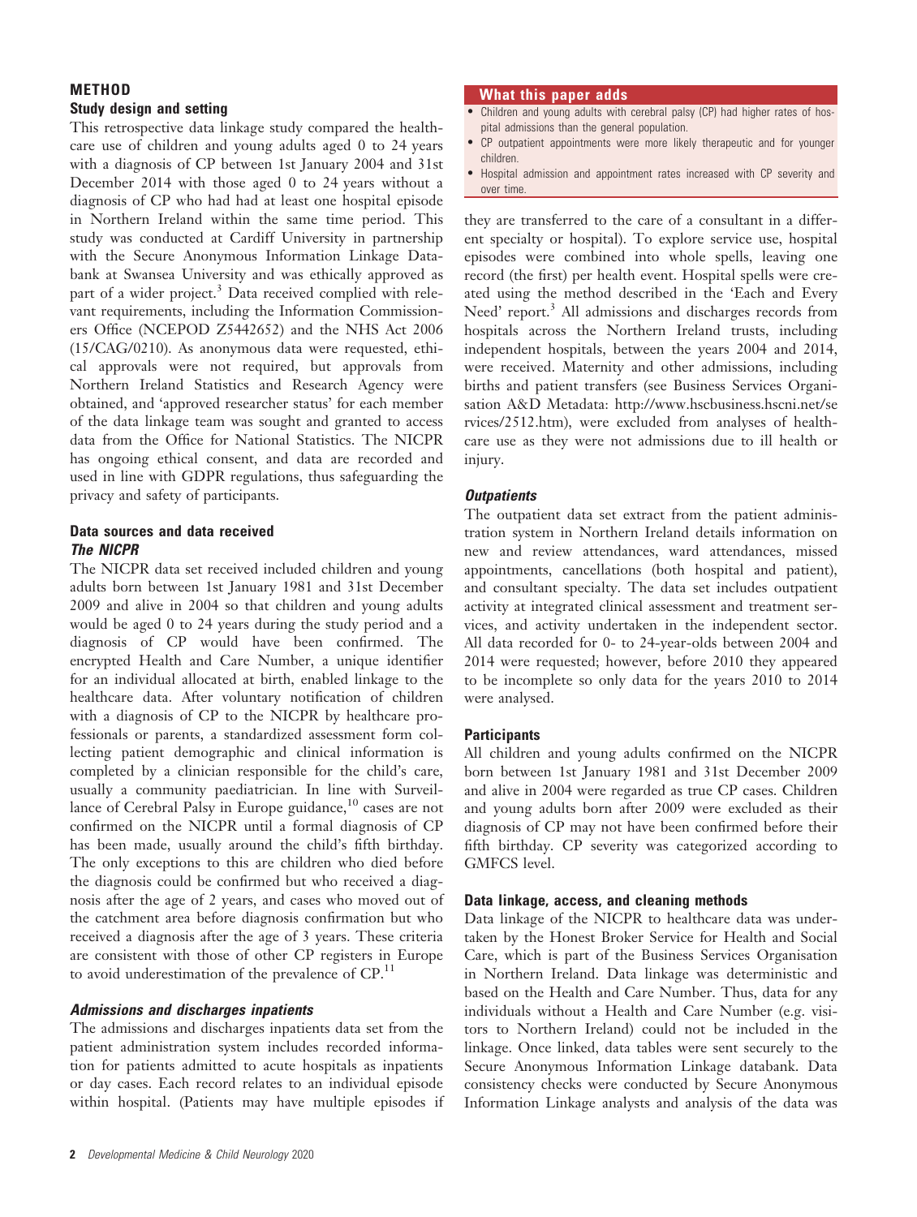## METHOD

### Study design and setting

This retrospective data linkage study compared the healthcare use of children and young adults aged 0 to 24 years with a diagnosis of CP between 1st January 2004 and 31st December 2014 with those aged 0 to 24 years without a diagnosis of CP who had had at least one hospital episode in Northern Ireland within the same time period. This study was conducted at Cardiff University in partnership with the Secure Anonymous Information Linkage Databank at Swansea University and was ethically approved as part of a wider project.[3] Data received complied with relevant requirements, including the Information Commissioners Office (NCEPOD Z5442652) and the NHS Act 2006 (15/CAG/0210). As anonymous data were requested, ethical approvals were not required, but approvals from Northern Ireland Statistics and Research Agency were obtained, and 'approved researcher status' for each member of the data linkage team was sought and granted to access data from the Office for National Statistics. The NICPR has ongoing ethical consent, and data are recorded and used in line with GDPR regulations, thus safeguarding the privacy and safety of participants.

### Data sources and data received

#### *The NICPR*

The NICPR data set received included children and young adults born between 1st January 1981 and 31st December 2009 and alive in 2004 so that children and young adults would be aged 0 to 24 years during the study period and a diagnosis of CP would have been confirmed. The encrypted Health and Care Number, a unique identifier for an individual allocated at birth, enabled linkage to the healthcare data. After voluntary notification of children with a diagnosis of CP to the NICPR by healthcare professionals or parents, a standardized assessment form collecting patient demographic and clinical information is completed by a clinician responsible for the child's care, usually a community paediatrician. In line with Surveillance of Cerebral Palsy in Europe guidance,[10] cases are not confirmed on the NICPR until a formal diagnosis of CP has been made, usually around the child's fifth birthday. The only exceptions to this are children who died before the diagnosis could be confirmed but who received a diagnosis after the age of 2 years, and cases who moved out of the catchment area before diagnosis confirmation but who received a diagnosis after the age of 3 years. These criteria are consistent with those of other CP registers in Europe to avoid underestimation of the prevalence of CP.[11]

#### *Admissions and discharges inpatients*

The admissions and discharges inpatients data set from the patient administration system includes recorded information for patients admitted to acute hospitals as inpatients or day cases. Each record relates to an individual episode within hospital. (Patients may have multiple episodes if they are transferred to the care of a consultant in a different specialty or hospital). To explore service use, hospital episodes were combined into whole spells, leaving one record (the first) per health event. Hospital spells were created using the method described in the 'Each and Every Need' report.[3] All admissions and discharges records from hospitals across the Northern Ireland trusts, including independent hospitals, between the years 2004 and 2014, were received. Maternity and other admissions, including births and patient transfers (see Business Services Organisation A&D Metadata: http://www.hscbusiness.hscni.net/services/2512.htm), were excluded from analyses of healthcare use as they were not admissions due to ill health or injury.

#### *Outpatients*

The outpatient data set extract from the patient administration system in Northern Ireland details information on new and review attendances, ward attendances, missed appointments, cancellations (both hospital and patient), and consultant specialty. The data set includes outpatient activity at integrated clinical assessment and treatment services, and activity undertaken in the independent sector. All data recorded for 0- to 24-year-olds between 2004 and 2014 were requested; however, before 2010 they appeared to be incomplete so only data for the years 2010 to 2014 were analysed.

### Participants

All children and young adults confirmed on the NICPR born between 1st January 1981 and 31st December 2009 and alive in 2004 were regarded as true CP cases. Children and young adults born after 2009 were excluded as their diagnosis of CP may not have been confirmed before their fifth birthday. CP severity was categorized according to GMFCS level.

### Data linkage, access, and cleaning methods

Data linkage of the NICPR to healthcare data was undertaken by the Honest Broker Service for Health and Social Care, which is part of the Business Services Organisation in Northern Ireland. Data linkage was deterministic and based on the Health and Care Number. Thus, data for any individuals without a Health and Care Number (e.g. visitors to Northern Ireland) could not be included in the linkage. Once linked, data tables were sent securely to the Secure Anonymous Information Linkage databank. Data consistency checks were conducted by Secure Anonymous Information Linkage analysts and analysis of the data was

**What this paper adds**

- Children and young adults with cerebral palsy (CP) had higher rates of hospital admissions than the general population.
- CP outpatient appointments were more likely therapeutic and for younger children.
- Hospital admission and appointment rates increased with CP severity and over time.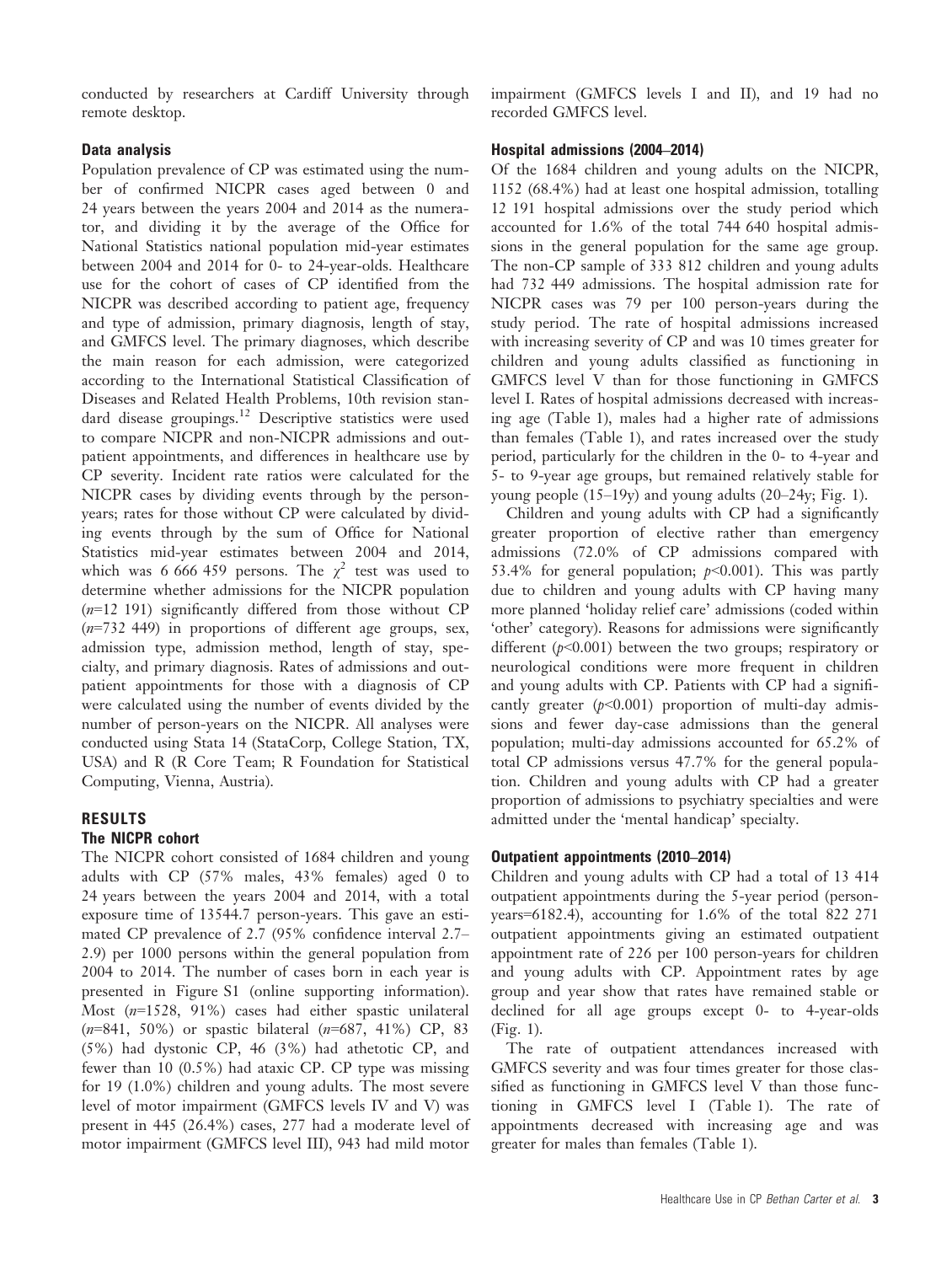conducted by researchers at Cardiff University through remote desktop.

### Data analysis

Population prevalence of CP was estimated using the number of confirmed NICPR cases aged between 0 and 24 years between the years 2004 and 2014 as the numerator, and dividing it by the average of the Office for National Statistics national population mid-year estimates between 2004 and 2014 for 0- to 24-year-olds. Healthcare use for the cohort of cases of CP identified from the NICPR was described according to patient age, frequency and type of admission, primary diagnosis, length of stay, and GMFCS level. The primary diagnoses, which describe the main reason for each admission, were categorized according to the International Statistical Classification of Diseases and Related Health Problems, 10th revision standard disease groupings.[12] Descriptive statistics were used to compare NICPR and non-NICPR admissions and outpatient appointments, and differences in healthcare use by CP severity. Incident rate ratios were calculated for the NICPR cases by dividing events through by the person-years; rates for those without CP were calculated by dividing events through by the sum of Office for National Statistics mid-year estimates between 2004 and 2014, which was 6 666 459 persons. The $\chi^2$ test was used to determine whether admissions for the NICPR population ($n$=12 191) significantly differed from those without CP ($n$=732 449) in proportions of different age groups, sex, admission type, admission method, length of stay, specialty, and primary diagnosis. Rates of admissions and outpatient appointments for those with a diagnosis of CP were calculated using the number of events divided by the number of person-years on the NICPR. All analyses were conducted using Stata 14 (StataCorp, College Station, TX, USA) and R (R Core Team; R Foundation for Statistical Computing, Vienna, Austria).

## RESULTS

### The NICPR cohort

The NICPR cohort consisted of 1684 children and young adults with CP (57% males, 43% females) aged 0 to 24 years between the years 2004 and 2014, with a total exposure time of 13544.7 person-years. This gave an estimated CP prevalence of 2.7 (95% confidence interval 2.7–2.9) per 1000 persons within the general population from 2004 to 2014. The number of cases born in each year is presented in Figure S1 (online supporting information). Most ($n$=1528, 91%) cases had either spastic unilateral ($n$=841, 50%) or spastic bilateral ($n$=687, 41%) CP, 83 (5%) had dystonic CP, 46 (3%) had athetotic CP, and fewer than 10 (0.5%) had ataxic CP. CP type was missing for 19 (1.0%) children and young adults. The most severe level of motor impairment (GMFCS levels IV and V) was present in 445 (26.4%) cases, 277 had a moderate level of motor impairment (GMFCS level III), 943 had mild motor impairment (GMFCS levels I and II), and 19 had no recorded GMFCS level.

### Hospital admissions (2004–2014)

Of the 1684 children and young adults on the NICPR, 1152 (68.4%) had at least one hospital admission, totalling 12 191 hospital admissions over the study period which accounted for 1.6% of the total 744 640 hospital admissions in the general population for the same age group. The non-CP sample of 333 812 children and young adults had 732 449 admissions. The hospital admission rate for NICPR cases was 79 per 100 person-years during the study period. The rate of hospital admissions increased with increasing severity of CP and was 10 times greater for children and young adults classified as functioning in GMFCS level V than for those functioning in GMFCS level I. Rates of hospital admissions decreased with increasing age (Table 1), males had a higher rate of admissions than females (Table 1), and rates increased over the study period, particularly for the children in the 0- to 4-year and 5- to 9-year age groups, but remained relatively stable for young people (15–19y) and young adults (20–24y; Fig. 1).

Children and young adults with CP had a significantly greater proportion of elective rather than emergency admissions (72.0% of CP admissions compared with 53.4% for general population; $p$<0.001). This was partly due to children and young adults with CP having many more planned 'holiday relief care' admissions (coded within 'other' category). Reasons for admissions were significantly different ($p$<0.001) between the two groups; respiratory or neurological conditions were more frequent in children and young adults with CP. Patients with CP had a significantly greater ($p$<0.001) proportion of multi-day admissions and fewer day-case admissions than the general population; multi-day admissions accounted for 65.2% of total CP admissions versus 47.7% for the general population. Children and young adults with CP had a greater proportion of admissions to psychiatry specialties and were admitted under the 'mental handicap' specialty.

### Outpatient appointments (2010–2014)

Children and young adults with CP had a total of 13 414 outpatient appointments during the 5-year period (person-years=6182.4), accounting for 1.6% of the total 822 271 outpatient appointments giving an estimated outpatient appointment rate of 226 per 100 person-years for children and young adults with CP. Appointment rates by age group and year show that rates have remained stable or declined for all age groups except 0- to 4-year-olds (Fig. 1).

The rate of outpatient attendances increased with GMFCS severity and was four times greater for those classified as functioning in GMFCS level V than those functioning in GMFCS level I (Table 1). The rate of appointments decreased with increasing age and was greater for males than females (Table 1).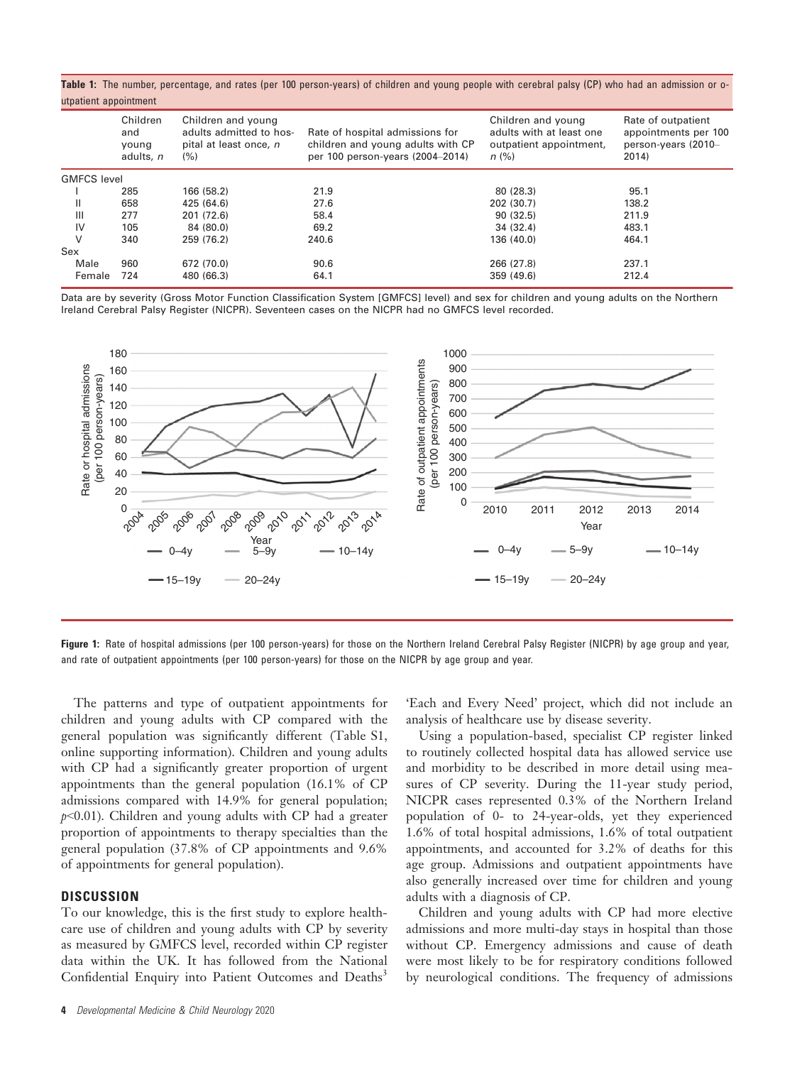**Table 1:** The number, percentage, and rates (per 100 person-years) of children and young people with cerebral palsy (CP) who had an admission or outpatient appointment

| | Children and young adults, n | Children and young adults admitted to hospital at least once, n (%) | Rate of hospital admissions for children and young adults with CP per 100 person-years (2004–2014) | Children and young adults with at least one outpatient appointment, n (%) | Rate of outpatient appointments per 100 person-years (2010–2014) |
|---|---|---|---|---|---|
| GMFCS level | | | | | |
| I | 285 | 166 (58.2) | 21.9 | 80 (28.3) | 95.1 |
| II | 658 | 425 (64.6) | 27.6 | 202 (30.7) | 138.2 |
| III | 277 | 201 (72.6) | 58.4 | 90 (32.5) | 211.9 |
| IV | 105 | 84 (80.0) | 69.2 | 34 (32.4) | 483.1 |
| V | 340 | 259 (76.2) | 240.6 | 136 (40.0) | 464.1 |
| Sex | | | | | |
| Male | 960 | 672 (70.0) | 90.6 | 266 (27.8) | 237.1 |
| Female | 724 | 480 (66.3) | 64.1 | 359 (49.6) | 212.4 |

Data are by severity (Gross Motor Function Classification System [GMFCS] level) and sex for children and young adults on the Northern Ireland Cerebral Palsy Register (NICPR). Seventeen cases on the NICPR had no GMFCS level recorded.

**Figure 1:** Rate of hospital admissions (per 100 person-years) for those on the Northern Ireland Cerebral Palsy Register (NICPR) by age group and year, and rate of outpatient appointments (per 100 person-years) for those on the NICPR by age group and year.

The patterns and type of outpatient appointments for children and young adults with CP compared with the general population was significantly different (Table S1, online supporting information). Children and young adults with CP had a significantly greater proportion of urgent appointments than the general population (16.1% of CP admissions compared with 14.9% for general population; $p<0.01$). Children and young adults with CP had a greater proportion of appointments to therapy specialties than the general population (37.8% of CP appointments and 9.6% of appointments for general population).

## DISCUSSION

To our knowledge, this is the first study to explore healthcare use of children and young adults with CP by severity as measured by GMFCS level, recorded within CP register data within the UK. It has followed from the National Confidential Enquiry into Patient Outcomes and Deaths[3] 'Each and Every Need' project, which did not include an analysis of healthcare use by disease severity.

Using a population-based, specialist CP register linked to routinely collected hospital data has allowed service use and morbidity to be described in more detail using measures of CP severity. During the 11-year study period, NICPR cases represented 0.3% of the Northern Ireland population of 0- to 24-year-olds, yet they experienced 1.6% of total hospital admissions, 1.6% of total outpatient appointments, and accounted for 3.2% of deaths for this age group. Admissions and outpatient appointments have also generally increased over time for children and young adults with a diagnosis of CP.

Children and young adults with CP had more elective admissions and more multi-day stays in hospital than those without CP. Emergency admissions and cause of death were most likely to be for respiratory conditions followed by neurological conditions. The frequency of admissions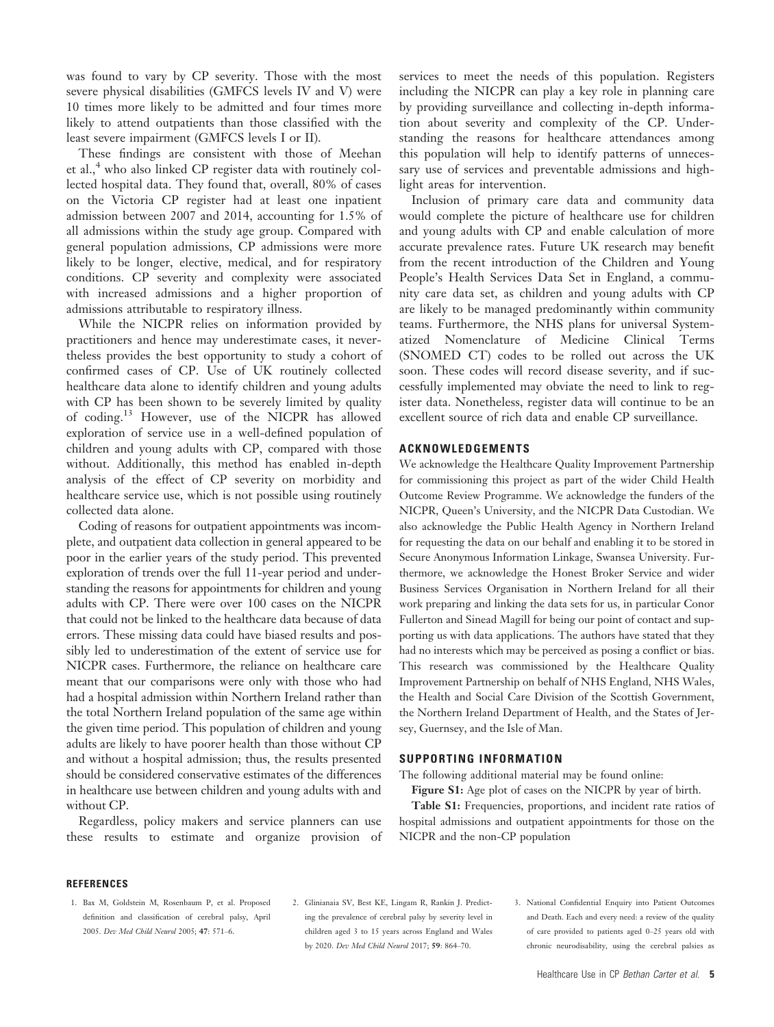was found to vary by CP severity. Those with the most severe physical disabilities (GMFCS levels IV and V) were 10 times more likely to be admitted and four times more likely to attend outpatients than those classified with the least severe impairment (GMFCS levels I or II).

These findings are consistent with those of Meehan et al.,[4] who also linked CP register data with routinely collected hospital data. They found that, overall, 80% of cases on the Victoria CP register had at least one inpatient admission between 2007 and 2014, accounting for 1.5% of all admissions within the study age group. Compared with general population admissions, CP admissions were more likely to be longer, elective, medical, and for respiratory conditions. CP severity and complexity were associated with increased admissions and a higher proportion of admissions attributable to respiratory illness.

While the NICPR relies on information provided by practitioners and hence may underestimate cases, it nevertheless provides the best opportunity to study a cohort of confirmed cases of CP. Use of UK routinely collected healthcare data alone to identify children and young adults with CP has been shown to be severely limited by quality of coding.[13] However, use of the NICPR has allowed exploration of service use in a well-defined population of children and young adults with CP, compared with those without. Additionally, this method has enabled in-depth analysis of the effect of CP severity on morbidity and healthcare service use, which is not possible using routinely collected data alone.

Coding of reasons for outpatient appointments was incomplete, and outpatient data collection in general appeared to be poor in the earlier years of the study period. This prevented exploration of trends over the full 11-year period and understanding the reasons for appointments for children and young adults with CP. There were over 100 cases on the NICPR that could not be linked to the healthcare data because of data errors. These missing data could have biased results and possibly led to underestimation of the extent of service use for NICPR cases. Furthermore, the reliance on healthcare care meant that our comparisons were only with those who had had a hospital admission within Northern Ireland rather than the total Northern Ireland population of the same age within the given time period. This population of children and young adults are likely to have poorer health than those without CP and without a hospital admission; thus, the results presented should be considered conservative estimates of the differences in healthcare use between children and young adults with and without CP.

Regardless, policy makers and service planners can use these results to estimate and organize provision of services to meet the needs of this population. Registers including the NICPR can play a key role in planning care by providing surveillance and collecting in-depth information about severity and complexity of the CP. Understanding the reasons for healthcare attendances among this population will help to identify patterns of unnecessary use of services and preventable admissions and highlight areas for intervention.

Inclusion of primary care data and community data would complete the picture of healthcare use for children and young adults with CP and enable calculation of more accurate prevalence rates. Future UK research may benefit from the recent introduction of the Children and Young People's Health Services Data Set in England, a community care data set, as children and young adults with CP are likely to be managed predominantly within community teams. Furthermore, the NHS plans for universal Systematized Nomenclature of Medicine Clinical Terms (SNOMED CT) codes to be rolled out across the UK soon. These codes will record disease severity, and if successfully implemented may obviate the need to link to register data. Nonetheless, register data will continue to be an excellent source of rich data and enable CP surveillance.

## ACKNOWLEDGEMENTS

We acknowledge the Healthcare Quality Improvement Partnership for commissioning this project as part of the wider Child Health Outcome Review Programme. We acknowledge the funders of the NICPR, Queen's University, and the NICPR Data Custodian. We also acknowledge the Public Health Agency in Northern Ireland for requesting the data on our behalf and enabling it to be stored in Secure Anonymous Information Linkage, Swansea University. Furthermore, we acknowledge the Honest Broker Service and wider Business Services Organisation in Northern Ireland for all their work preparing and linking the data sets for us, in particular Conor Fullerton and Sinead Magill for being our point of contact and supporting us with data applications. The authors have stated that they had no interests which may be perceived as posing a conflict or bias. This research was commissioned by the Healthcare Quality Improvement Partnership on behalf of NHS England, NHS Wales, the Health and Social Care Division of the Scottish Government, the Northern Ireland Department of Health, and the States of Jersey, Guernsey, and the Isle of Man.

## SUPPORTING INFORMATION

The following additional material may be found online:

**Figure S1:** Age plot of cases on the NICPR by year of birth.

**Table S1:** Frequencies, proportions, and incident rate ratios of hospital admissions and outpatient appointments for those on the NICPR and the non-CP population

## REFERENCES

1. Bax M, Goldstein M, Rosenbaum P, et al. Proposed definition and classification of cerebral palsy, April 2005. *Dev Med Child Neurol* 2005; **47**: 571–6.
2. Glinianaia SV, Best KE, Lingam R, Rankin J. Predicting the prevalence of cerebral palsy by severity level in children aged 3 to 15 years across England and Wales by 2020. *Dev Med Child Neurol* 2017; **59**: 864–70.
3. National Confidential Enquiry into Patient Outcomes and Death. Each and every need: a review of the quality of care provided to patients aged 0–25 years old with chronic neurodisability, using the cerebral palsies as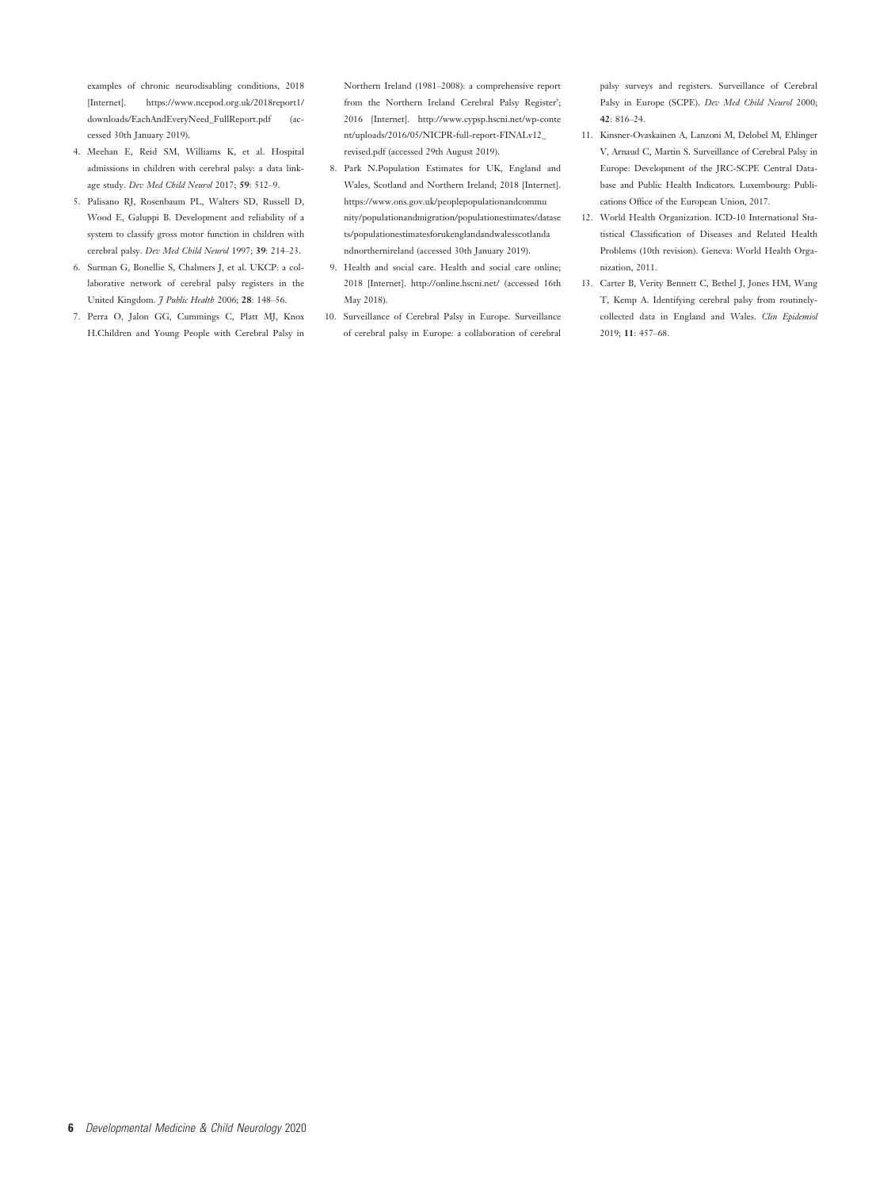examples of chronic neurodisabling conditions, 2018 [Internet]. https://www.ncepod.org.uk/2018report1/downloads/EachAndEveryNeed_FullReport.pdf (accessed 30th January 2019).

4. Meehan E, Reid SM, Williams K, et al. Hospital admissions in children with cerebral palsy: a data linkage study. *Dev Med Child Neurol* 2017; **59**: 512–9.
5. Palisano RJ, Rosenbaum PL, Walters SD, Russell D, Wood E, Galuppi B. Development and reliability of a system to classify gross motor function in children with cerebral palsy. *Dev Med Child Neurol* 1997; **39**: 214–23.
6. Surman G, Bonellie S, Chalmers J, et al. UKCP: a collaborative network of cerebral palsy registers in the United Kingdom. *J Public Health* 2006; **28**: 148–56.
7. Perra O, Jalon GG, Cummings C, Platt MJ, Knox H.Children and Young People with Cerebral Palsy in Northern Ireland (1981–2008): a comprehensive report from the Northern Ireland Cerebral Palsy Register'; 2016 [Internet]. http://www.cypsp.hscni.net/wp-content/uploads/2016/05/NICPR-full-report-FINALv12_revised.pdf (accessed 29th August 2019).
8. Park N.Population Estimates for UK, England and Wales, Scotland and Northern Ireland; 2018 [Internet]. https://www.ons.gov.uk/peoplepopulationandcommunity/populationandmigration/populationestimates/datasets/populationestimatesforukenglandandwalesscotlandandnorthernireland (accessed 30th January 2019).
9. Health and social care. Health and social care online; 2018 [Internet]. http://online.hscni.net/ (accessed 16th May 2018).
10. Surveillance of Cerebral Palsy in Europe. Surveillance of cerebral palsy in Europe: a collaboration of cerebral palsy surveys and registers. Surveillance of Cerebral Palsy in Europe (SCPE). *Dev Med Child Neurol* 2000; **42**: 816–24.
11. Kinsner-Ovaskainen A, Lanzoni M, Delobel M, Ehlinger V, Arnaud C, Martin S. Surveillance of Cerebral Palsy in Europe: Development of the JRC-SCPE Central Database and Public Health Indicators. Luxembourg: Publications Office of the European Union, 2017.
12. World Health Organization. ICD-10 International Statistical Classification of Diseases and Related Health Problems (10th revision). Geneva: World Health Organization, 2011.
13. Carter B, Verity Bennett C, Bethel J, Jones HM, Wang T, Kemp A. Identifying cerebral palsy from routinely-collected data in England and Wales. *Clin Epidemiol* 2019; **11**: 457–68.